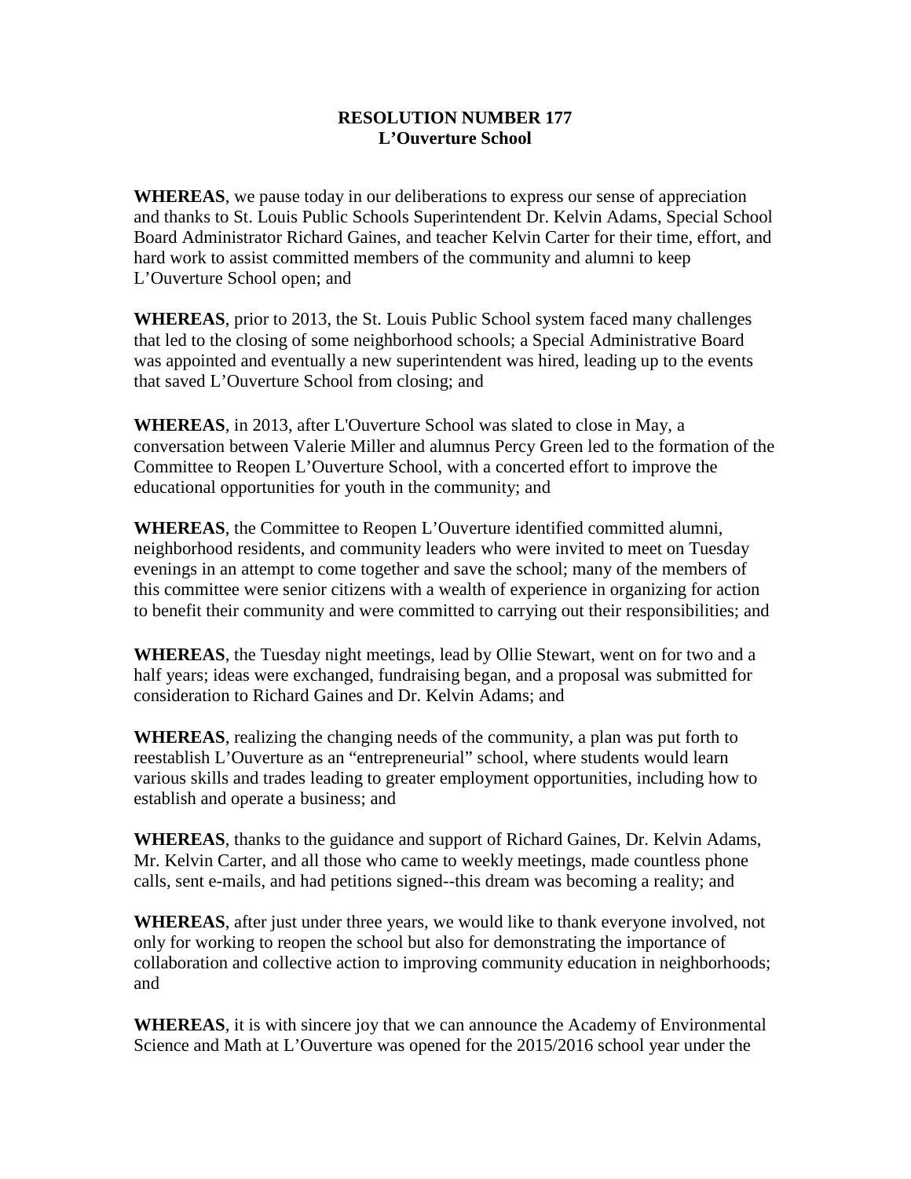**RESOLUTION NUMBER 177**
**L'Ouverture School**

**WHEREAS**, we pause today in our deliberations to express our sense of appreciation and thanks to St. Louis Public Schools Superintendent Dr. Kelvin Adams, Special School Board Administrator Richard Gaines, and teacher Kelvin Carter for their time, effort, and hard work to assist committed members of the community and alumni to keep L'Ouverture School open; and

**WHEREAS**, prior to 2013, the St. Louis Public School system faced many challenges that led to the closing of some neighborhood schools; a Special Administrative Board was appointed and eventually a new superintendent was hired, leading up to the events that saved L'Ouverture School from closing; and

**WHEREAS**, in 2013, after L'Ouverture School was slated to close in May, a conversation between Valerie Miller and alumnus Percy Green led to the formation of the Committee to Reopen L'Ouverture School, with a concerted effort to improve the educational opportunities for youth in the community; and

**WHEREAS**, the Committee to Reopen L'Ouverture identified committed alumni, neighborhood residents, and community leaders who were invited to meet on Tuesday evenings in an attempt to come together and save the school; many of the members of this committee were senior citizens with a wealth of experience in organizing for action to benefit their community and were committed to carrying out their responsibilities; and

**WHEREAS**, the Tuesday night meetings, lead by Ollie Stewart, went on for two and a half years; ideas were exchanged, fundraising began, and a proposal was submitted for consideration to Richard Gaines and Dr. Kelvin Adams; and

**WHEREAS**, realizing the changing needs of the community, a plan was put forth to reestablish L'Ouverture as an "entrepreneurial" school, where students would learn various skills and trades leading to greater employment opportunities, including how to establish and operate a business; and

**WHEREAS**, thanks to the guidance and support of Richard Gaines, Dr. Kelvin Adams, Mr. Kelvin Carter, and all those who came to weekly meetings, made countless phone calls, sent e-mails, and had petitions signed--this dream was becoming a reality; and

**WHEREAS**, after just under three years, we would like to thank everyone involved, not only for working to reopen the school but also for demonstrating the importance of collaboration and collective action to improving community education in neighborhoods; and

**WHEREAS**, it is with sincere joy that we can announce the Academy of Environmental Science and Math at L'Ouverture was opened for the 2015/2016 school year under the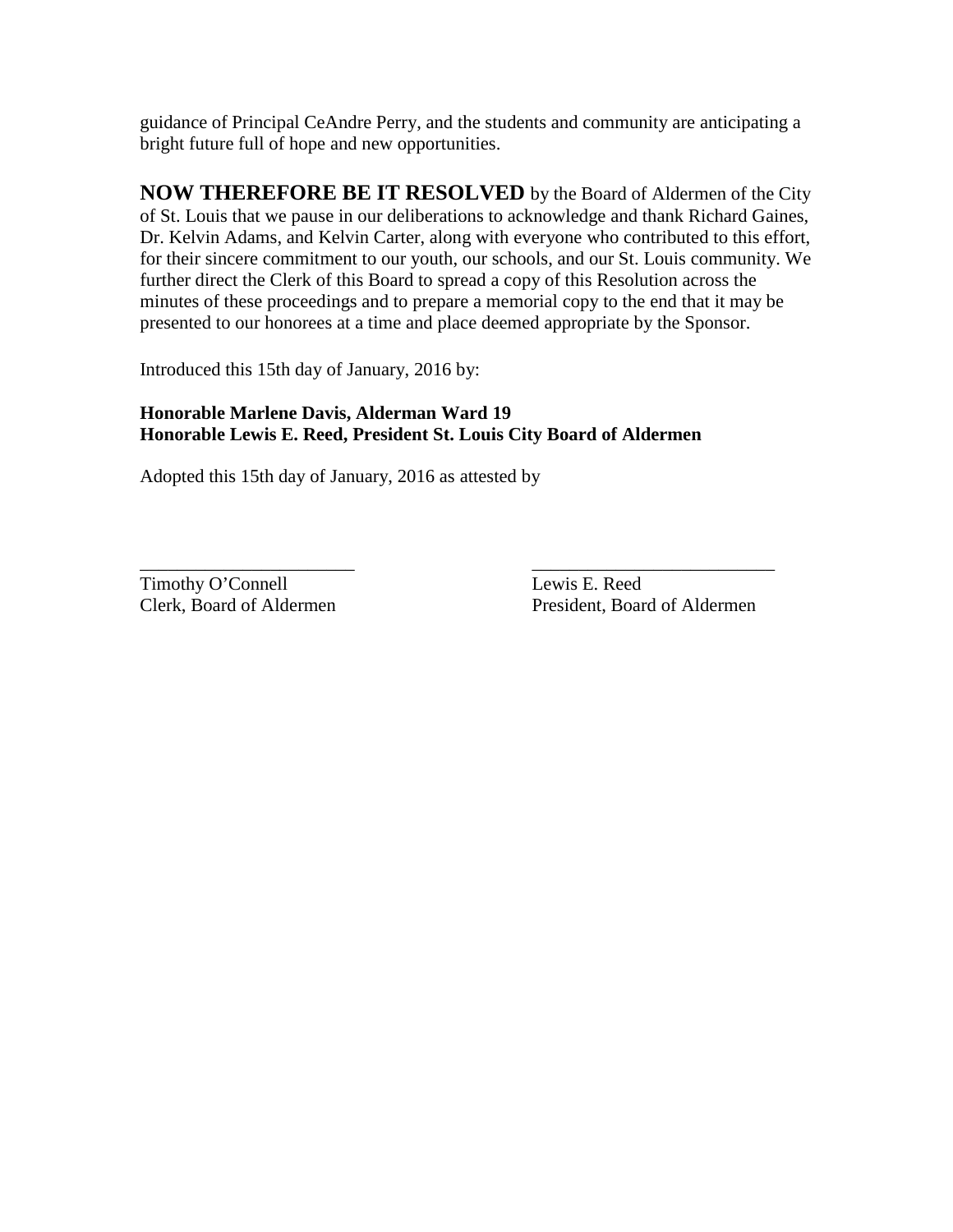guidance of Principal CeAndre Perry, and the students and community are anticipating a bright future full of hope and new opportunities.

**NOW THEREFORE BE IT RESOLVED** by the Board of Aldermen of the City of St. Louis that we pause in our deliberations to acknowledge and thank Richard Gaines, Dr. Kelvin Adams, and Kelvin Carter, along with everyone who contributed to this effort, for their sincere commitment to our youth, our schools, and our St. Louis community. We further direct the Clerk of this Board to spread a copy of this Resolution across the minutes of these proceedings and to prepare a memorial copy to the end that it may be presented to our honorees at a time and place deemed appropriate by the Sponsor.

Introduced this 15th day of January, 2016 by:

**Honorable Marlene Davis, Alderman Ward 19**
**Honorable Lewis E. Reed, President St. Louis City Board of Aldermen**

Adopted this 15th day of January, 2016 as attested by

______________________

Timothy O'Connell
Clerk, Board of Aldermen

______________________

Lewis E. Reed
President, Board of Aldermen